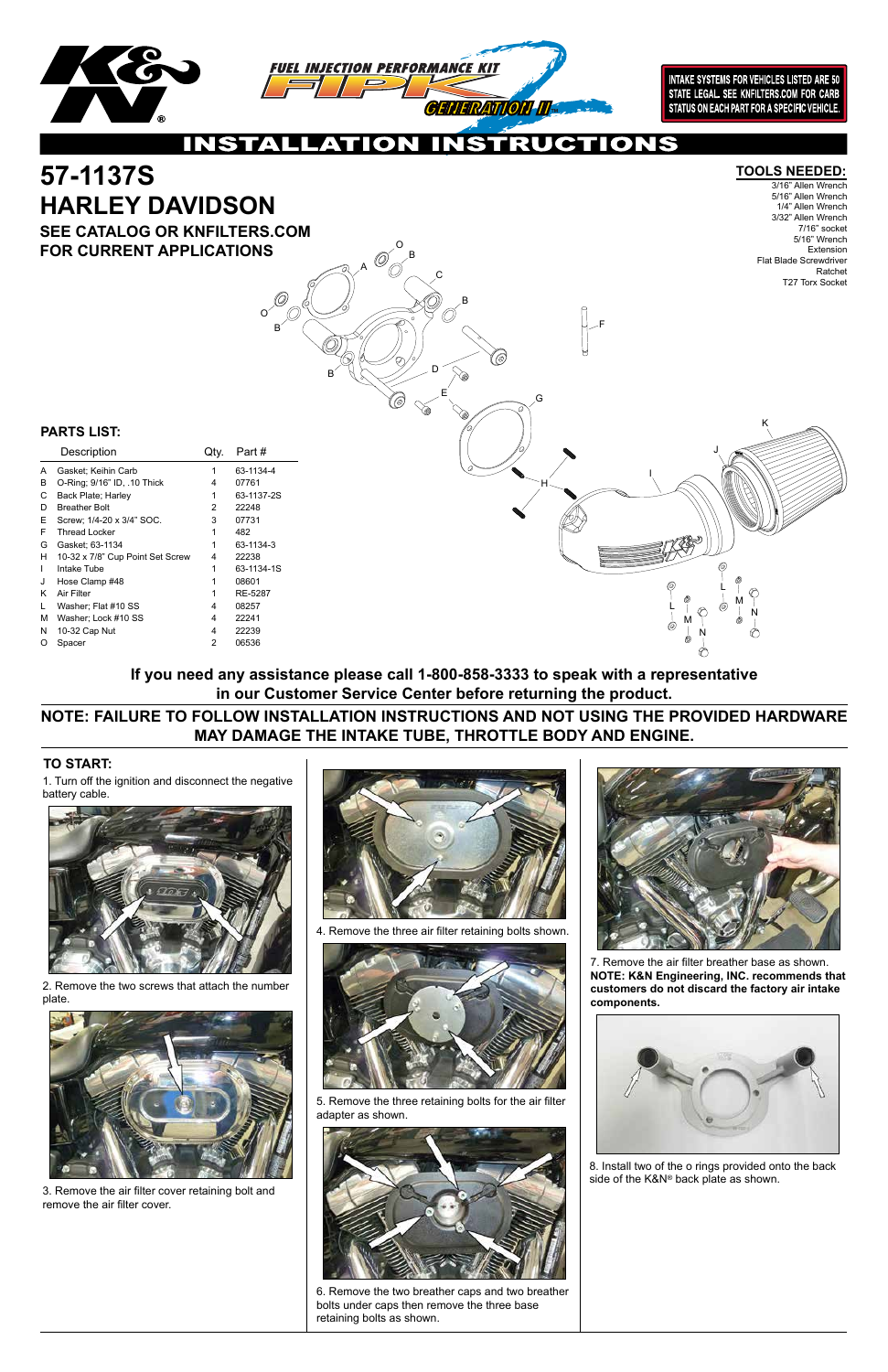# INSTALLATION INSTRUCTIONS

INTAKE SYSTEMS FOR VEHICLES LISTED ARE 50 STATE LEGAL. SEE KNFILTERS.COM FOR CARB STATUS ON EACH PART FOR A SPECIFIC VEHICLE.

# 57-1137S
# HARLEY DAVIDSON

## SEE CATALOG OR KNFILTERS.COM FOR CURRENT APPLICATIONS

### TOOLS NEEDED:

3/16" Allen Wrench
5/16" Allen Wrench
1/4" Allen Wrench
3/32" Allen Wrench
7/16" socket
5/16" Wrench
Extension
Flat Blade Screwdriver
Ratchet
T27 Torx Socket

### PARTS LIST:

| | Description | Qty. | Part # |
|---|---|---|---|
| A | Gasket; Keihin Carb | 1 | 63-1134-4 |
| B | O-Ring; 9/16" ID, .10 Thick | 4 | 07761 |
| C | Back Plate; Harley | 1 | 63-1137-2S |
| D | Breather Bolt | 2 | 22248 |
| E | Screw; 1/4-20 x 3/4" SOC. | 3 | 07731 |
| F | Thread Locker | 1 | 482 |
| G | Gasket; 63-1134 | 1 | 63-1134-3 |
| H | 10-32 x 7/8" Cup Point Set Screw | 4 | 22238 |
| I | Intake Tube | 1 | 63-1134-1S |
| J | Hose Clamp #48 | 1 | 08601 |
| K | Air Filter | 1 | RE-5287 |
| L | Washer; Flat #10 SS | 4 | 08257 |
| M | Washer; Lock #10 SS | 4 | 22241 |
| N | 10-32 Cap Nut | 4 | 22239 |
| O | Spacer | 2 | 06536 |

**If you need any assistance please call 1-800-858-3333 to speak with a representative in our Customer Service Center before returning the product.**

**NOTE: FAILURE TO FOLLOW INSTALLATION INSTRUCTIONS AND NOT USING THE PROVIDED HARDWARE MAY DAMAGE THE INTAKE TUBE, THROTTLE BODY AND ENGINE.**

### TO START:

1. Turn off the ignition and disconnect the negative battery cable.

2. Remove the two screws that attach the number plate.

3. Remove the air filter cover retaining bolt and remove the air filter cover.

4. Remove the three air filter retaining bolts shown.

5. Remove the three retaining bolts for the air filter adapter as shown.

6. Remove the two breather caps and two breather bolts under caps then remove the three base retaining bolts as shown.

7. Remove the air filter breather base as shown. **NOTE: K&N Engineering, INC. recommends that customers do not discard the factory air intake components.**

8. Install two of the o rings provided onto the back side of the K&N® back plate as shown.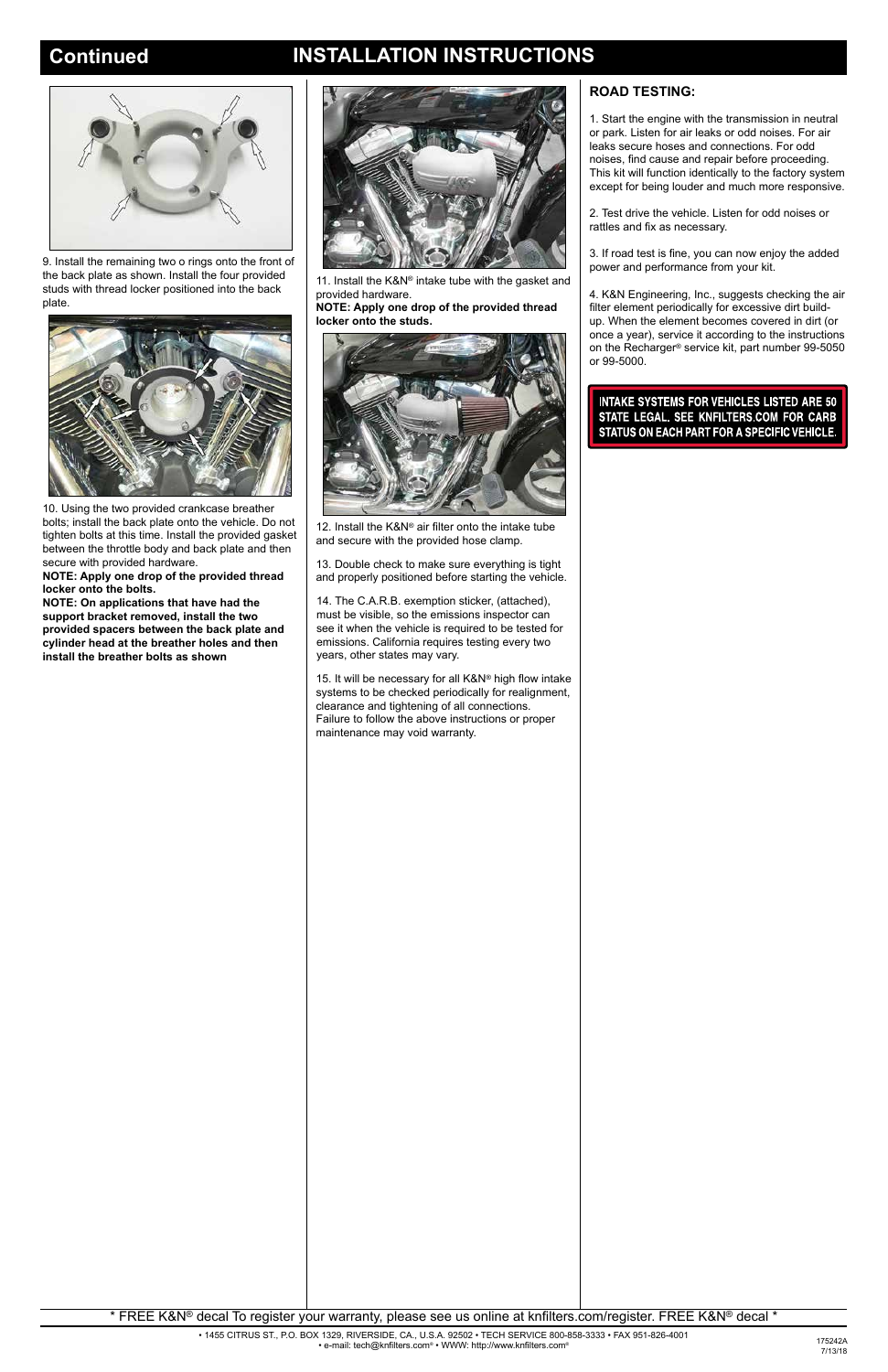# Continued

# INSTALLATION INSTRUCTIONS

9. Install the remaining two o rings onto the front of the back plate as shown. Install the four provided studs with thread locker positioned into the back plate.

10. Using the two provided crankcase breather bolts; install the back plate onto the vehicle. Do not tighten bolts at this time. Install the provided gasket between the throttle body and back plate and then secure with provided hardware.
**NOTE: Apply one drop of the provided thread locker onto the bolts.**
**NOTE: On applications that have had the support bracket removed, install the two provided spacers between the back plate and cylinder head at the breather holes and then install the breather bolts as shown**

11. Install the K&N® intake tube with the gasket and provided hardware.
**NOTE: Apply one drop of the provided thread locker onto the studs.**

12. Install the K&N® air filter onto the intake tube and secure with the provided hose clamp.

13. Double check to make sure everything is tight and properly positioned before starting the vehicle.

14. The C.A.R.B. exemption sticker, (attached), must be visible, so the emissions inspector can see it when the vehicle is required to be tested for emissions. California requires testing every two years, other states may vary.

15. It will be necessary for all K&N® high flow intake systems to be checked periodically for realignment, clearance and tightening of all connections.
Failure to follow the above instructions or proper maintenance may void warranty.

## ROAD TESTING:

1. Start the engine with the transmission in neutral or park. Listen for air leaks or odd noises. For air leaks secure hoses and connections. For odd noises, find cause and repair before proceeding. This kit will function identically to the factory system except for being louder and much more responsive.

2. Test drive the vehicle. Listen for odd noises or rattles and fix as necessary.

3. If road test is fine, you can now enjoy the added power and performance from your kit.

4. K&N Engineering, Inc., suggests checking the air filter element periodically for excessive dirt build-up. When the element becomes covered in dirt (or once a year), service it according to the instructions on the Recharger® service kit, part number 99-5050 or 99-5000.

**INTAKE SYSTEMS FOR VEHICLES LISTED ARE 50 STATE LEGAL. SEE KNFILTERS.COM FOR CARB STATUS ON EACH PART FOR A SPECIFIC VEHICLE.**

* FREE K&N® decal To register your warranty, please see us online at knfilters.com/register. FREE K&N® decal *

• 1455 CITRUS ST., P.O. BOX 1329, RIVERSIDE, CA., U.S.A. 92502 • TECH SERVICE 800-858-3333 • FAX 951-826-4001
• e-mail: tech@knfilters.com® • WWW: http://www.knfilters.com®

175242A
7/13/18